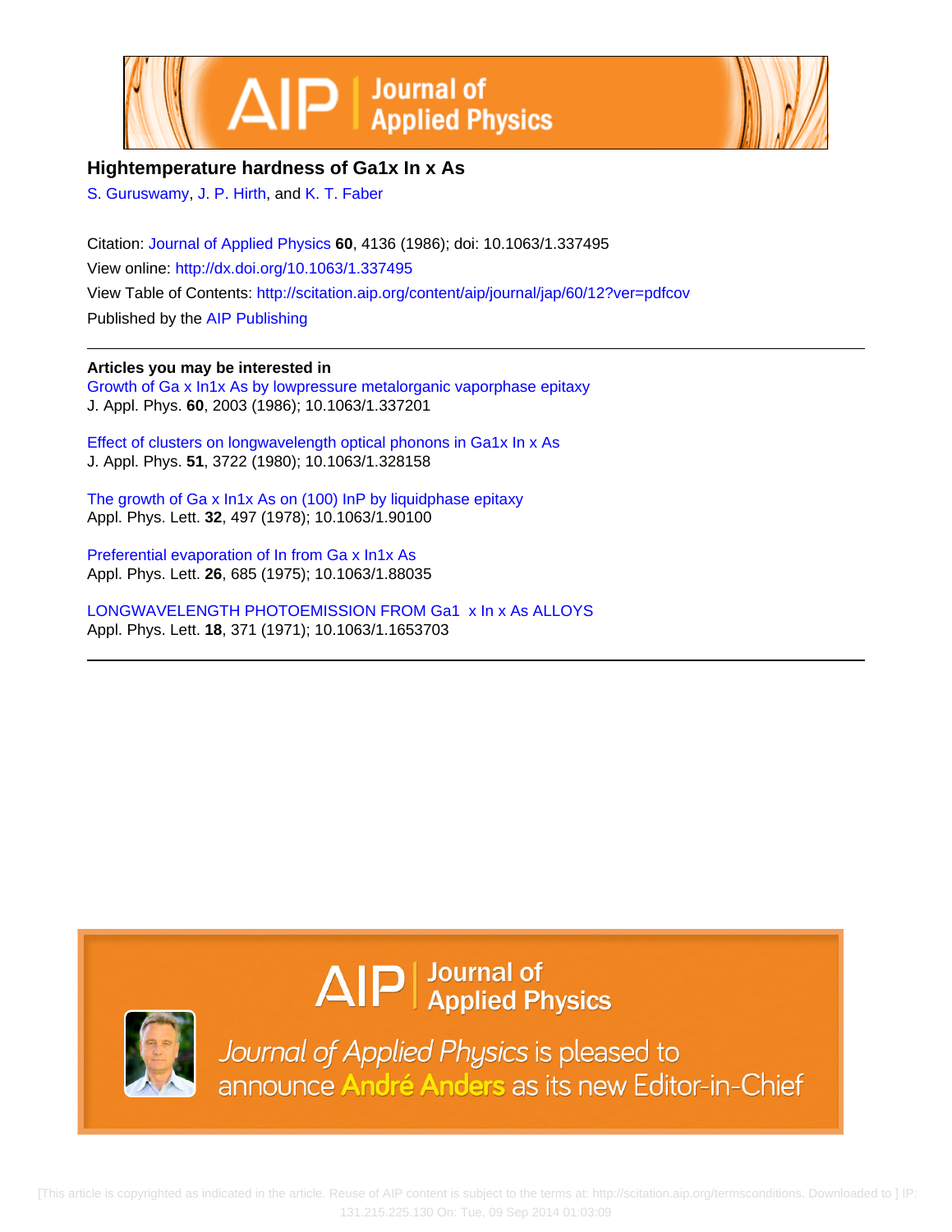# Hightemperature hardness of Ga1x In x As

S. Guruswamy, J. P. Hirth, and K. T. Faber

Citation: Journal of Applied Physics **60**, 4136 (1986); doi: 10.1063/1.337495

View online: http://dx.doi.org/10.1063/1.337495

View Table of Contents: http://scitation.aip.org/content/aip/journal/jap/60/12?ver=pdfcov

Published by the AIP Publishing

**Articles you may be interested in**

Growth of Ga x In1x As by lowpressure metalorganic vaporphase epitaxy
J. Appl. Phys. **60**, 2003 (1986); 10.1063/1.337201

Effect of clusters on longwavelength optical phonons in Ga1x In x As
J. Appl. Phys. **51**, 3722 (1980); 10.1063/1.328158

The growth of Ga x In1x As on (100) InP by liquidphase epitaxy
Appl. Phys. Lett. **32**, 497 (1978); 10.1063/1.90100

Preferential evaporation of In from Ga x In1x As
Appl. Phys. Lett. **26**, 685 (1975); 10.1063/1.88035

LONGWAVELENGTH PHOTOEMISSION FROM Ga1 x In x As ALLOYS
Appl. Phys. Lett. **18**, 371 (1971); 10.1063/1.1653703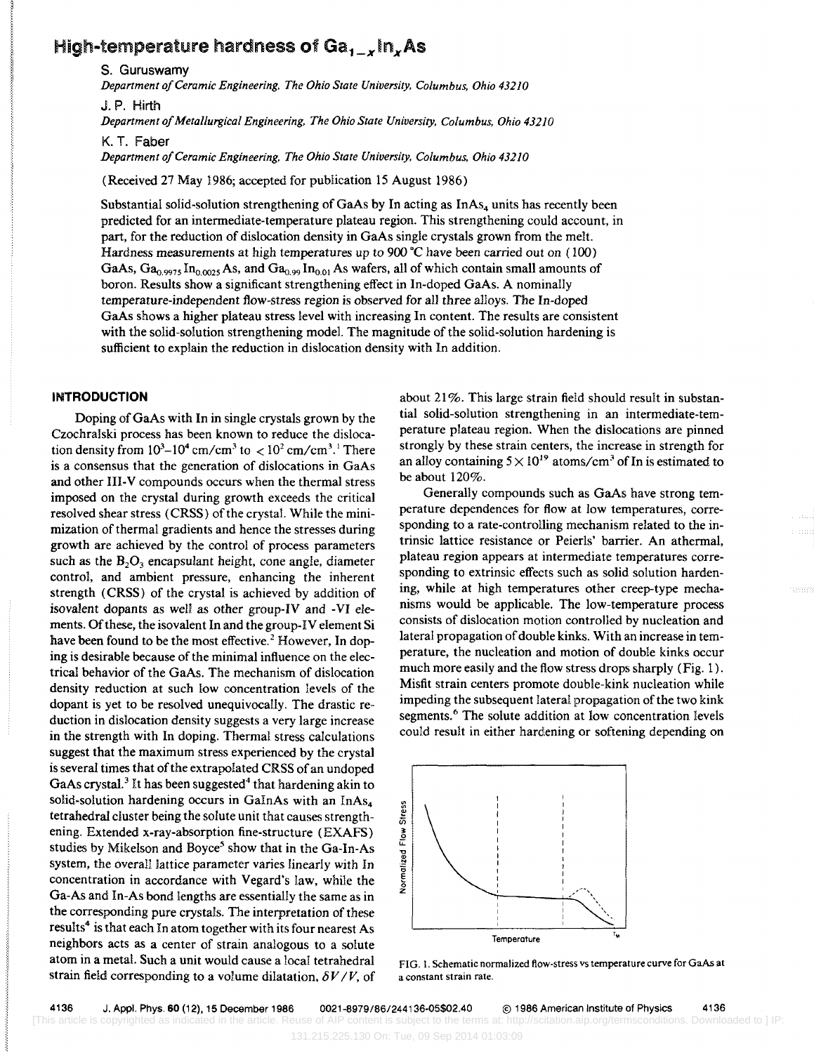# High-temperature hardness of $Ga_{1-x}In_xAs$

S. Guruswamy

*Department of Ceramic Engineering, The Ohio State University, Columbus, Ohio 43210*

J. P. Hirth

*Department of Metallurgical Engineering, The Ohio State University, Columbus, Ohio 43210*

K. T. Faber

*Department of Ceramic Engineering, The Ohio State University, Columbus, Ohio 43210*

(Received 27 May 1986; accepted for publication 15 August 1986)

Substantial solid-solution strengthening of GaAs by In acting as $InAs_4$ units has recently been predicted for an intermediate-temperature plateau region. This strengthening could account, in part, for the reduction of dislocation density in GaAs single crystals grown from the melt. Hardness measurements at high temperatures up to 900 °C have been carried out on (100) GaAs, $Ga_{0.9975}In_{0.0025}As$, and $Ga_{0.99}In_{0.01}As$ wafers, all of which contain small amounts of boron. Results show a significant strengthening effect in In-doped GaAs. A nominally temperature-independent flow-stress region is observed for all three alloys. The In-doped GaAs shows a higher plateau stress level with increasing In content. The results are consistent with the solid-solution strengthening model. The magnitude of the solid-solution hardening is sufficient to explain the reduction in dislocation density with In addition.

## INTRODUCTION

Doping of GaAs with In in single crystals grown by the Czochralski process has been known to reduce the dislocation density from $10^3$–$10^4$ cm/cm$^3$ to $< 10^2$ cm/cm$^3$.[1] There is a consensus that the generation of dislocations in GaAs and other III-V compounds occurs when the thermal stress imposed on the crystal during growth exceeds the critical resolved shear stress (CRSS) of the crystal. While the minimization of thermal gradients and hence the stresses during growth are achieved by the control of process parameters such as the $B_2O_3$ encapsulant height, cone angle, diameter control, and ambient pressure, enhancing the inherent strength (CRSS) of the crystal is achieved by addition of isovalent dopants as well as other group-IV and -VI elements. Of these, the isovalent In and the group-IV element Si have been found to be the most effective.[2] However, In doping is desirable because of the minimal influence on the electrical behavior of the GaAs. The mechanism of dislocation density reduction at such low concentration levels of the dopant is yet to be resolved unequivocally. The drastic reduction in dislocation density suggests a very large increase in the strength with In doping. Thermal stress calculations suggest that the maximum stress experienced by the crystal is several times that of the extrapolated CRSS of an undoped GaAs crystal.[3] It has been suggested[4] that hardening akin to solid-solution hardening occurs in GaInAs with an $InAs_4$ tetrahedral cluster being the solute unit that causes strengthening. Extended x-ray-absorption fine-structure (EXAFS) studies by Mikelson and Boyce[5] show that in the Ga-In-As system, the overall lattice parameter varies linearly with In concentration in accordance with Vegard's law, while the Ga-As and In-As bond lengths are essentially the same as in the corresponding pure crystals. The interpretation of these results[4] is that each In atom together with its four nearest As neighbors acts as a center of strain analogous to a solute atom in a metal. Such a unit would cause a local tetrahedral strain field corresponding to a volume dilatation, $\delta V/V$, of about 21%. This large strain field should result in substantial solid-solution strengthening in an intermediate-temperature plateau region. When the dislocations are pinned strongly by these strain centers, the increase in strength for an alloy containing $5 \times 10^{19}$ atoms/cm$^3$ of In is estimated to be about 120%.

Generally compounds such as GaAs have strong temperature dependences for flow at low temperatures, corresponding to a rate-controlling mechanism related to the intrinsic lattice resistance or Peierls' barrier. An athermal, plateau region appears at intermediate temperatures corresponding to extrinsic effects such as solid solution hardening, while at high temperatures other creep-type mechanisms would be applicable. The low-temperature process consists of dislocation motion controlled by nucleation and lateral propagation of double kinks. With an increase in temperature, the nucleation and motion of double kinks occur much more easily and the flow stress drops sharply (Fig. 1). Misfit strain centers promote double-kink nucleation while impeding the subsequent lateral propagation of the two kink segments.[6] The solute addition at low concentration levels could result in either hardening or softening depending on

FIG. 1. Schematic normalized flow-stress vs temperature curve for GaAs at a constant strain rate.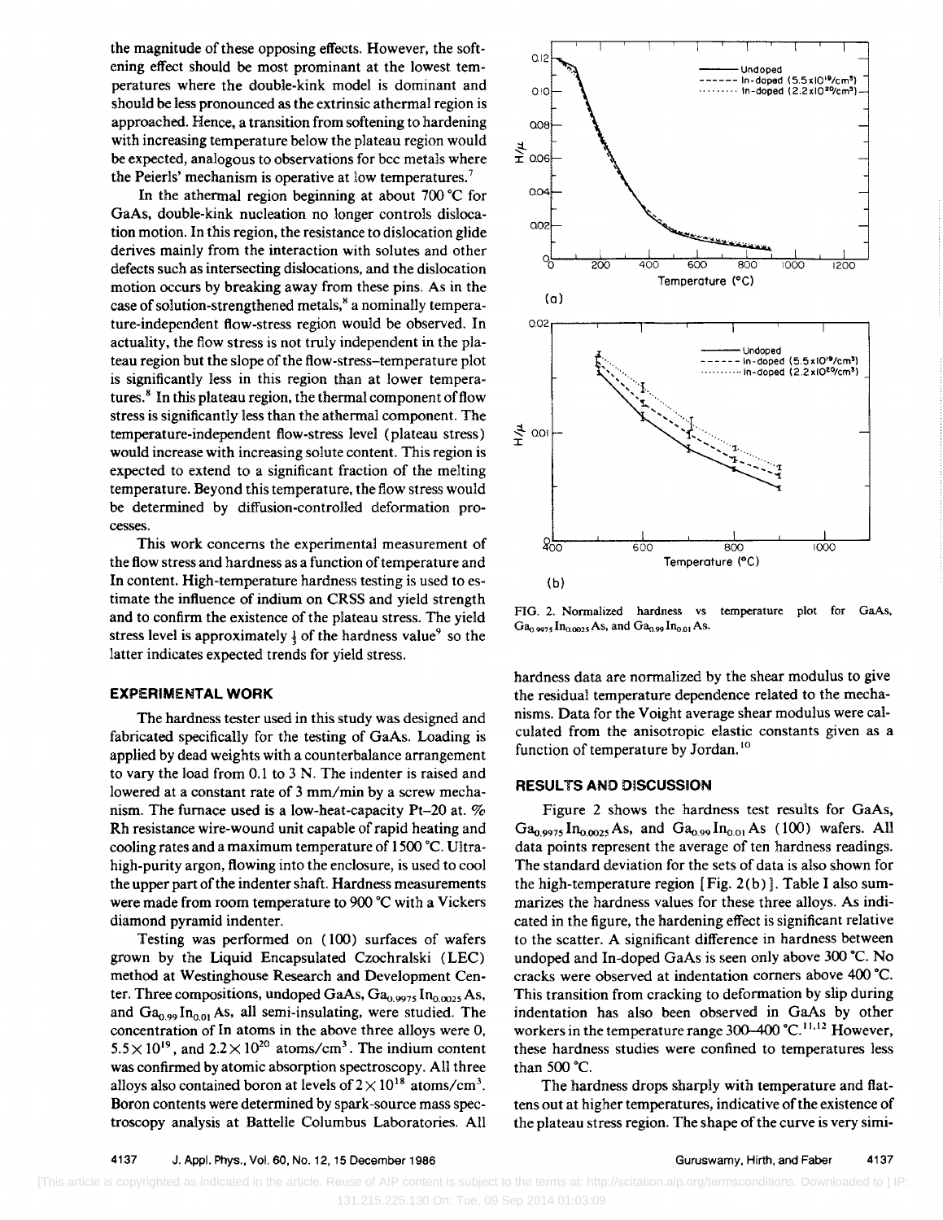the magnitude of these opposing effects. However, the softening effect should be most prominant at the lowest temperatures where the double-kink model is dominant and should be less pronounced as the extrinsic athermal region is approached. Hence, a transition from softening to hardening with increasing temperature below the plateau region would be expected, analogous to observations for bcc metals where the Peierls' mechanism is operative at low temperatures.[7]

In the athermal region beginning at about 700 °C for GaAs, double-kink nucleation no longer controls dislocation motion. In this region, the resistance to dislocation glide derives mainly from the interaction with solutes and other defects such as intersecting dislocations, and the dislocation motion occurs by breaking away from these pins. As in the case of solution-strengthened metals,[8] a nominally temperature-independent flow-stress region would be observed. In actuality, the flow stress is not truly independent in the plateau region but the slope of the flow-stress–temperature plot is significantly less in this region than at lower temperatures.[8] In this plateau region, the thermal component of flow stress is significantly less than the athermal component. The temperature-independent flow-stress level (plateau stress) would increase with increasing solute content. This region is expected to extend to a significant fraction of the melting temperature. Beyond this temperature, the flow stress would be determined by diffusion-controlled deformation processes.

This work concerns the experimental measurement of the flow stress and hardness as a function of temperature and In content. High-temperature hardness testing is used to estimate the influence of indium on CRSS and yield strength and to confirm the existence of the plateau stress. The yield stress level is approximately $\frac{1}{3}$ of the hardness value[9] so the latter indicates expected trends for yield stress.

## EXPERIMENTAL WORK

The hardness tester used in this study was designed and fabricated specifically for the testing of GaAs. Loading is applied by dead weights with a counterbalance arrangement to vary the load from 0.1 to 3 N. The indenter is raised and lowered at a constant rate of 3 mm/min by a screw mechanism. The furnace used is a low-heat-capacity Pt–20 at. % Rh resistance wire-wound unit capable of rapid heating and cooling rates and a maximum temperature of 1500 °C. Ultra-high-purity argon, flowing into the enclosure, is used to cool the upper part of the indenter shaft. Hardness measurements were made from room temperature to 900 °C with a Vickers diamond pyramid indenter.

Testing was performed on (100) surfaces of wafers grown by the Liquid Encapsulated Czochralski (LEC) method at Westinghouse Research and Development Center. Three compositions, undoped GaAs, $Ga_{0.9975}In_{0.0025}As$, and $Ga_{0.99}In_{0.01}As$, all semi-insulating, were studied. The concentration of In atoms in the above three alloys were 0, $5.5\times10^{19}$, and $2.2\times10^{20}$ atoms/cm$^3$. The indium content was confirmed by atomic absorption spectroscopy. All three alloys also contained boron at levels of $2\times10^{18}$ atoms/cm$^3$. Boron contents were determined by spark-source mass spectroscopy analysis at Battelle Columbus Laboratories. All hardness data are normalized by the shear modulus to give the residual temperature dependence related to the mechanisms. Data for the Voight average shear modulus were calculated from the anisotropic elastic constants given as a function of temperature by Jordan.[10]

FIG. 2. Normalized hardness vs temperature plot for GaAs, $Ga_{0.9975}In_{0.0025}As$, and $Ga_{0.99}In_{0.01}As$.

## RESULTS AND DISCUSSION

Figure 2 shows the hardness test results for GaAs, $Ga_{0.9975}In_{0.0025}As$, and $Ga_{0.99}In_{0.01}As$ (100) wafers. All data points represent the average of ten hardness readings. The standard deviation for the sets of data is also shown for the high-temperature region [Fig. 2(b)]. Table I also summarizes the hardness values for these three alloys. As indicated in the figure, the hardening effect is significant relative to the scatter. A significant difference in hardness between undoped and In-doped GaAs is seen only above 300 °C. No cracks were observed at indentation corners above 400 °C. This transition from cracking to deformation by slip during indentation has also been observed in GaAs by other workers in the temperature range 300–400 °C.[11,12] However, these hardness studies were confined to temperatures less than 500 °C.

The hardness drops sharply with temperature and flattens out at higher temperatures, indicative of the existence of the plateau stress region. The shape of the curve is very simi-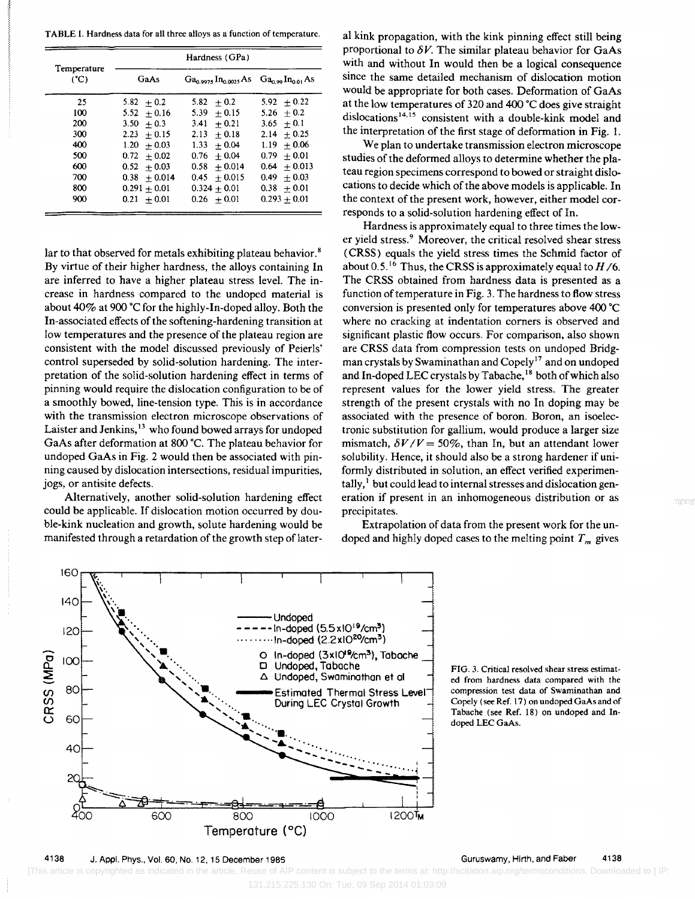TABLE I. Hardness data for all three alloys as a function of temperature.

| Temperature (°C) | Hardness (GPa) | | |
|---|---|---|---|
| | GaAs | $Ga_{0.9975}In_{0.0025}As$ | $Ga_{0.99}In_{0.01}As$ |
| 25 | 5.82 ± 0.2 | 5.82 ± 0.2 | 5.92 ± 0.22 |
| 100 | 5.52 ± 0.16 | 5.39 ± 0.15 | 5.26 ± 0.2 |
| 200 | 3.50 ± 0.3 | 3.41 ± 0.21 | 3.65 ± 0.1 |
| 300 | 2.23 ± 0.15 | 2.13 ± 0.18 | 2.14 ± 0.25 |
| 400 | 1.20 ± 0.03 | 1.33 ± 0.04 | 1.19 ± 0.06 |
| 500 | 0.72 ± 0.02 | 0.76 ± 0.04 | 0.79 ± 0.01 |
| 600 | 0.52 ± 0.03 | 0.58 ± 0.014 | 0.64 ± 0.013 |
| 700 | 0.38 ± 0.014 | 0.45 ± 0.015 | 0.49 ± 0.03 |
| 800 | 0.291 ± 0.01 | 0.324 ± 0.01 | 0.38 ± 0.01 |
| 900 | 0.21 ± 0.01 | 0.26 ± 0.01 | 0.293 ± 0.01 |

lar to that observed for metals exhibiting plateau behavior.[8] By virtue of their higher hardness, the alloys containing In are inferred to have a higher plateau stress level. The increase in hardness compared to the undoped material is about 40% at 900 °C for the highly-In-doped alloy. Both the In-associated effects of the softening-hardening transition at low temperatures and the presence of the plateau region are consistent with the model discussed previously of Peierls' control superseded by solid-solution hardening. The interpretation of the solid-solution hardening effect in terms of pinning would require the dislocation configuration to be of a smoothly bowed, line-tension type. This is in accordance with the transmission electron microscope observations of Laister and Jenkins,[13] who found bowed arrays for undoped GaAs after deformation at 800 °C. The plateau behavior for undoped GaAs in Fig. 2 would then be associated with pinning caused by dislocation intersections, residual impurities, jogs, or antisite defects.

Alternatively, another solid-solution hardening effect could be applicable. If dislocation motion occurred by double-kink nucleation and growth, solute hardening would be manifested through a retardation of the growth step of lateral kink propagation, with the kink pinning effect still being proportional to $\delta V$. The similar plateau behavior for GaAs with and without In would then be a logical consequence since the same detailed mechanism of dislocation motion would be appropriate for both cases. Deformation of GaAs at the low temperatures of 320 and 400 °C does give straight dislocations[14,15] consistent with a double-kink model and the interpretation of the first stage of deformation in Fig. 1.

We plan to undertake transmission electron microscope studies of the deformed alloys to determine whether the plateau region specimens correspond to bowed or straight dislocations to decide which of the above models is applicable. In the context of the present work, however, either model corresponds to a solid-solution hardening effect of In.

Hardness is approximately equal to three times the lower yield stress.[9] Moreover, the critical resolved shear stress (CRSS) equals the yield stress times the Schmid factor of about 0.5.[16] Thus, the CRSS is approximately equal to $H/6$. The CRSS obtained from hardness data is presented as a function of temperature in Fig. 3. The hardness to flow stress conversion is presented only for temperatures above 400 °C where no cracking at indentation corners is observed and significant plastic flow occurs. For comparison, also shown are CRSS data from compression tests on undoped Bridgman crystals by Swaminathan and Copely[17] and on undoped and In-doped LEC crystals by Tabache,[18] both of which also represent values for the lower yield stress. The greater strength of the present crystals with no In doping may be associated with the presence of boron. Boron, an isoelectronic substitution for gallium, would produce a larger size mismatch, $\delta V/V = 50\%$, than In, but an attendant lower solubility. Hence, it should also be a strong hardener if uniformly distributed in solution, an effect verified experimentally,[1] but could lead to internal stresses and dislocation generation if present in an inhomogeneous distribution or as precipitates.

Extrapolation of data from the present work for the undoped and highly doped cases to the melting point $T_m$ gives

FIG. 3. Critical resolved shear stress estimated from hardness data compared with the compression test data of Swaminathan and Copely (see Ref. 17) on undoped GaAs and of Tabache (see Ref. 18) on undoped and In-doped LEC GaAs.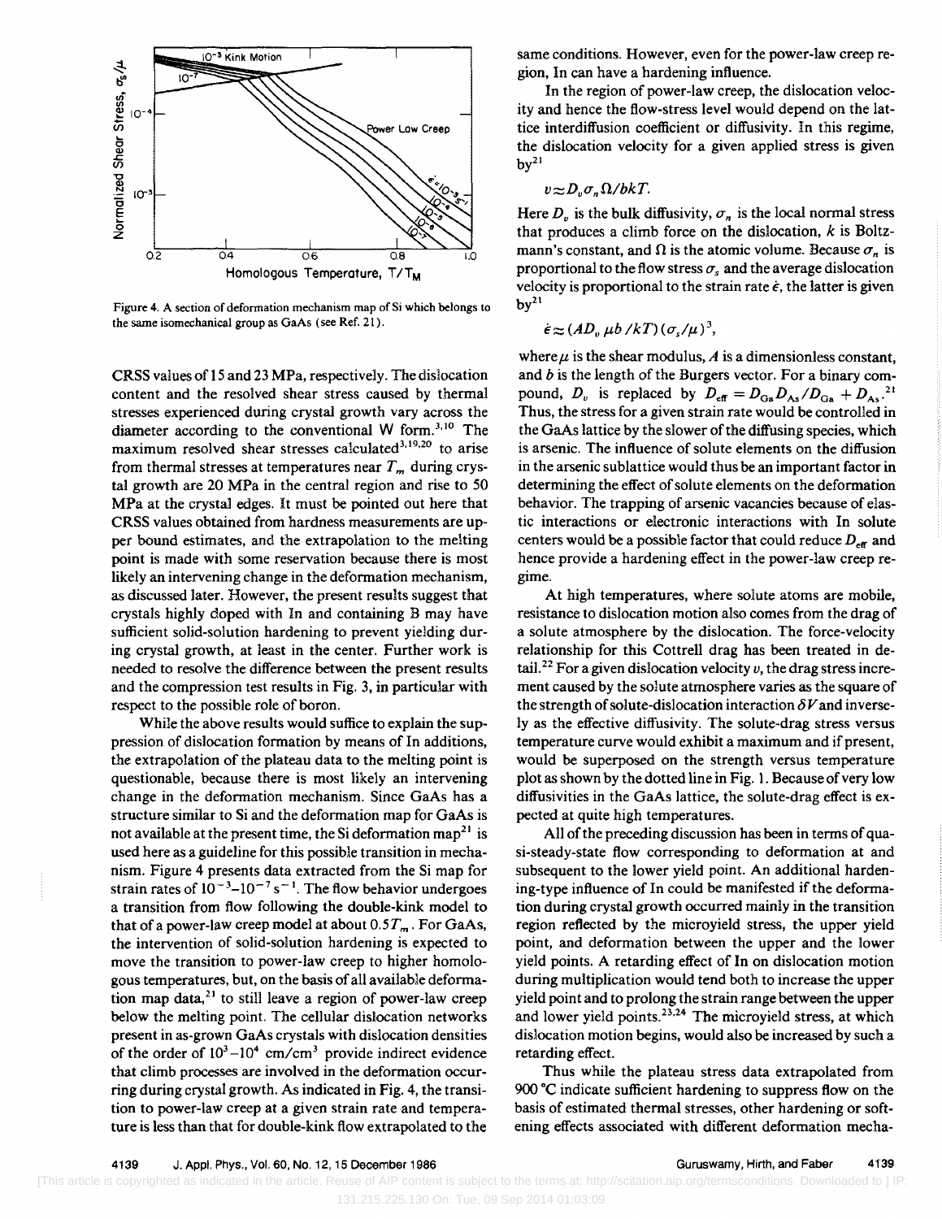Figure 4. A section of deformation mechanism map of Si which belongs to the same isomechanical group as GaAs (see Ref. 21).

CRSS values of 15 and 23 MPa, respectively. The dislocation content and the resolved shear stress caused by thermal stresses experienced during crystal growth vary across the diameter according to the conventional W form.[3,10] The maximum resolved shear stresses calculated[3,19,20] to arise from thermal stresses at temperatures near $T_m$ during crystal growth are 20 MPa in the central region and rise to 50 MPa at the crystal edges. It must be pointed out here that CRSS values obtained from hardness measurements are upper bound estimates, and the extrapolation to the melting point is made with some reservation because there is most likely an intervening change in the deformation mechanism, as discussed later. However, the present results suggest that crystals highly doped with In and containing B may have sufficient solid-solution hardening to prevent yielding during crystal growth, at least in the center. Further work is needed to resolve the difference between the present results and the compression test results in Fig. 3, in particular with respect to the possible role of boron.

While the above results would suffice to explain the suppression of dislocation formation by means of In additions, the extrapolation of the plateau data to the melting point is questionable, because there is most likely an intervening change in the deformation mechanism. Since GaAs has a structure similar to Si and the deformation map for GaAs is not available at the present time, the Si deformation map[21] is used here as a guideline for this possible transition in mechanism. Figure 4 presents data extracted from the Si map for strain rates of $10^{-3}$–$10^{-7}$ s$^{-1}$. The flow behavior undergoes a transition from flow following the double-kink model to that of a power-law creep model at about $0.5T_m$. For GaAs, the intervention of solid-solution hardening is expected to move the transition to power-law creep to higher homologous temperatures, but, on the basis of all available deformation map data,[21] to still leave a region of power-law creep below the melting point. The cellular dislocation networks present in as-grown GaAs crystals with dislocation densities of the order of $10^3$–$10^4$ cm/cm$^3$ provide indirect evidence that climb processes are involved in the deformation occurring during crystal growth. As indicated in Fig. 4, the transition to power-law creep at a given strain rate and temperature is less than that for double-kink flow extrapolated to the same conditions. However, even for the power-law creep region, In can have a hardening influence.

In the region of power-law creep, the dislocation velocity and hence the flow-stress level would depend on the lattice interdiffusion coefficient or diffusivity. In this regime, the dislocation velocity for a given applied stress is given by[21]

$$v \approx D_v \sigma_n \Omega / bkT.$$

Here $D_v$ is the bulk diffusivity, $\sigma_n$ is the local normal stress that produces a climb force on the dislocation, $k$ is Boltzmann's constant, and $\Omega$ is the atomic volume. Because $\sigma_n$ is proportional to the flow stress $\sigma_s$ and the average dislocation velocity is proportional to the strain rate $\dot{\epsilon}$, the latter is given by[21]

$$\dot{\epsilon} \approx (AD_v \, \mu b / kT)(\sigma_s/\mu)^3,$$

where $\mu$ is the shear modulus, $A$ is a dimensionless constant, and $b$ is the length of the Burgers vector. For a binary compound, $D_v$ is replaced by $D_{\rm eff} = D_{\rm Ga} D_{\rm As} / D_{\rm Ga} + D_{\rm As}$.[21] Thus, the stress for a given strain rate would be controlled in the GaAs lattice by the slower of the diffusing species, which is arsenic. The influence of solute elements on the diffusion in the arsenic sublattice would thus be an important factor in determining the effect of solute elements on the deformation behavior. The trapping of arsenic vacancies because of elastic interactions or electronic interactions with In solute centers would be a possible factor that could reduce $D_{\rm eff}$ and hence provide a hardening effect in the power-law creep regime.

At high temperatures, where solute atoms are mobile, resistance to dislocation motion also comes from the drag of a solute atmosphere by the dislocation. The force-velocity relationship for this Cottrell drag has been treated in detail.[22] For a given dislocation velocity $v$, the drag stress increment caused by the solute atmosphere varies as the square of the strength of solute-dislocation interaction $\delta V$ and inversely as the effective diffusivity. The solute-drag stress versus temperature curve would exhibit a maximum and if present, would be superposed on the strength versus temperature plot as shown by the dotted line in Fig. 1. Because of very low diffusivities in the GaAs lattice, the solute-drag effect is expected at quite high temperatures.

All of the preceding discussion has been in terms of quasi-steady-state flow corresponding to deformation at and subsequent to the lower yield point. An additional hardening-type influence of In could be manifested if the deformation during crystal growth occurred mainly in the transition region reflected by the microyield stress, the upper yield point, and deformation between the upper and the lower yield points. A retarding effect of In on dislocation motion during multiplication would tend both to increase the upper yield point and to prolong the strain range between the upper and lower yield points.[23,24] The microyield stress, at which dislocation motion begins, would also be increased by such a retarding effect.

Thus while the plateau stress data extrapolated from 900 °C indicate sufficient hardening to suppress flow on the basis of estimated thermal stresses, other hardening or softening effects associated with different deformation mecha-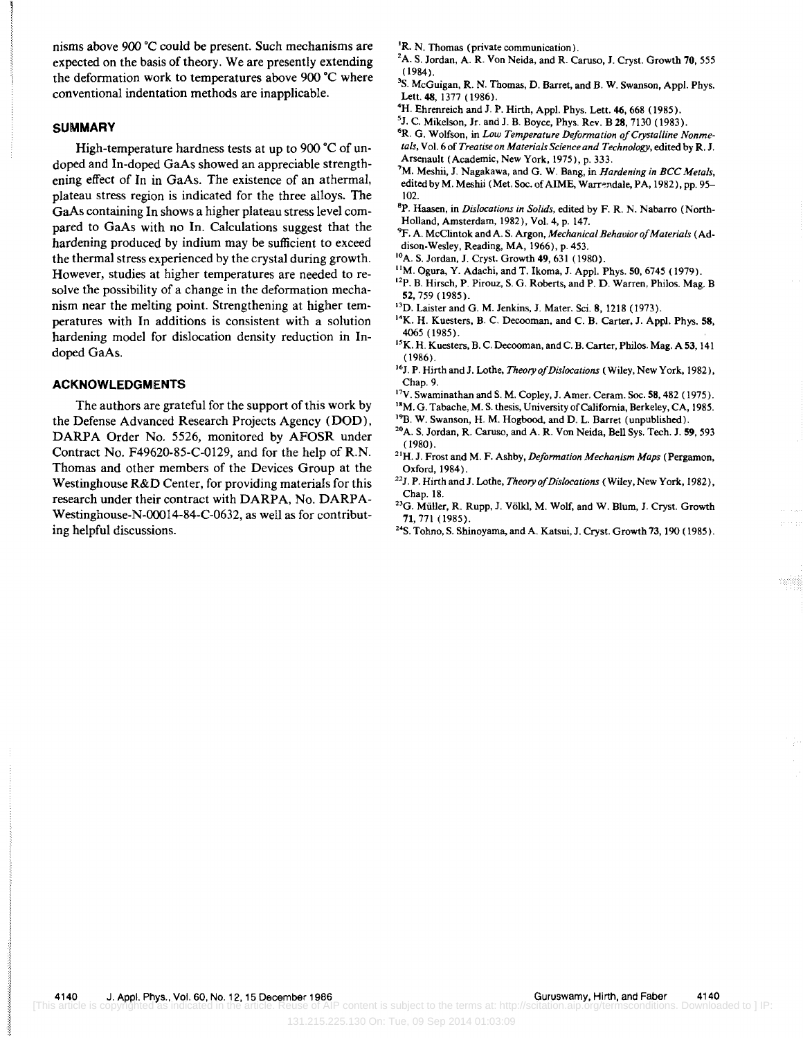nisms above 900 °C could be present. Such mechanisms are expected on the basis of theory. We are presently extending the deformation work to temperatures above 900 °C where conventional indentation methods are inapplicable.

## SUMMARY

High-temperature hardness tests at up to 900 °C of undoped and In-doped GaAs showed an appreciable strengthening effect of In in GaAs. The existence of an athermal, plateau stress region is indicated for the three alloys. The GaAs containing In shows a higher plateau stress level compared to GaAs with no In. Calculations suggest that the hardening produced by indium may be sufficient to exceed the thermal stress experienced by the crystal during growth. However, studies at higher temperatures are needed to resolve the possibility of a change in the deformation mechanism near the melting point. Strengthening at higher temperatures with In additions is consistent with a solution hardening model for dislocation density reduction in In-doped GaAs.

## ACKNOWLEDGMENTS

The authors are grateful for the support of this work by the Defense Advanced Research Projects Agency (DOD), DARPA Order No. 5526, monitored by AFOSR under Contract No. F49620-85-C-0129, and for the help of R.N. Thomas and other members of the Devices Group at the Westinghouse R&D Center, for providing materials for this research under their contract with DARPA, No. DARPA-Westinghouse-N-00014-84-C-0632, as well as for contributing helpful discussions.

[1] R. N. Thomas (private communication).
[2] A. S. Jordan, A. R. Von Neida, and R. Caruso, J. Cryst. Growth **70**, 555 (1984).
[3] S. McGuigan, R. N. Thomas, D. Barret, and B. W. Swanson, Appl. Phys. Lett. **48**, 1377 (1986).
[4] H. Ehrenreich and J. P. Hirth, Appl. Phys. Lett. **46**, 668 (1985).
[5] J. C. Mikelson, Jr. and J. B. Boyce, Phys. Rev. B **28**, 7130 (1983).
[6] R. G. Wolfson, in *Low Temperature Deformation of Crystalline Nonmetals*, Vol. 6 of *Treatise on Materials Science and Technology*, edited by R. J. Arsenault (Academic, New York, 1975), p. 333.
[7] M. Meshii, J. Nagakawa, and G. W. Bang, in *Hardening in BCC Metals*, edited by M. Meshii (Met. Soc. of AIME, Warrendale, PA, 1982), pp. 95–102.
[8] P. Haasen, in *Dislocations in Solids*, edited by F. R. N. Nabarro (North-Holland, Amsterdam, 1982), Vol. 4, p. 147.
[9] F. A. McClintok and A. S. Argon, *Mechanical Behavior of Materials* (Addison-Wesley, Reading, MA, 1966), p. 453.
[10] A. S. Jordan, J. Cryst. Growth **49**, 631 (1980).
[11] M. Ogura, Y. Adachi, and T. Ikoma, J. Appl. Phys. **50**, 6745 (1979).
[12] P. B. Hirsch, P. Pirouz, S. G. Roberts, and P. D. Warren, Philos. Mag. B **52**, 759 (1985).
[13] D. Laister and G. M. Jenkins, J. Mater. Sci. **8**, 1218 (1973).
[14] K. H. Kuesters, B. C. Decooman, and C. B. Carter, J. Appl. Phys. **58**, 4065 (1985).
[15] K. H. Kuesters, B. C. Decooman, and C. B. Carter, Philos. Mag. A **53**, 141 (1986).
[16] J. P. Hirth and J. Lothe, *Theory of Dislocations* (Wiley, New York, 1982), Chap. 9.
[17] V. Swaminathan and S. M. Copley, J. Amer. Ceram. Soc. **58**, 482 (1975).
[18] M. G. Tabache, M. S. thesis, University of California, Berkeley, CA, 1985.
[19] B. W. Swanson, H. M. Hogbood, and D. L. Barret (unpublished).
[20] A. S. Jordan, R. Caruso, and A. R. Von Neida, Bell Sys. Tech. J. **59**, 593 (1980).
[21] H. J. Frost and M. F. Ashby, *Deformation Mechanism Maps* (Pergamon, Oxford, 1984).
[22] J. P. Hirth and J. Lothe, *Theory of Dislocations* (Wiley, New York, 1982), Chap. 18.
[23] G. Müller, R. Rupp, J. Völkl, M. Wolf, and W. Blum, J. Cryst. Growth **71**, 771 (1985).
[24] S. Tohno, S. Shinoyama, and A. Katsui, J. Cryst. Growth **73**, 190 (1985).